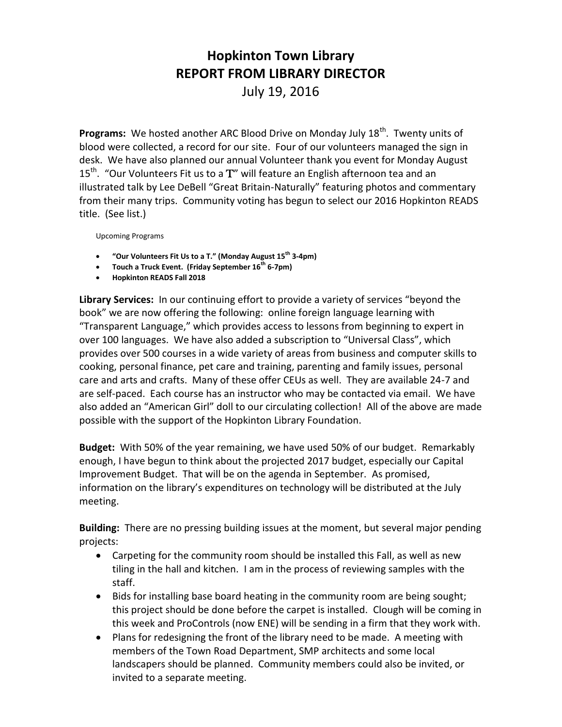# Hopkinton Town Library
# REPORT FROM LIBRARY DIRECTOR
July 19, 2016

**Programs:** We hosted another ARC Blood Drive on Monday July 18th. Twenty units of blood were collected, a record for our site. Four of our volunteers managed the sign in desk. We have also planned our annual Volunteer thank you event for Monday August 15th. "Our Volunteers Fit us to a T" will feature an English afternoon tea and an illustrated talk by Lee DeBell "Great Britain-Naturally" featuring photos and commentary from their many trips. Community voting has begun to select our 2016 Hopkinton READS title. (See list.)

Upcoming Programs

- **"Our Volunteers Fit Us to a T." (Monday August 15th 3-4pm)**
- **Touch a Truck Event. (Friday September 16th 6-7pm)**
- **Hopkinton READS Fall 2018**

**Library Services:** In our continuing effort to provide a variety of services "beyond the book" we are now offering the following: online foreign language learning with "Transparent Language," which provides access to lessons from beginning to expert in over 100 languages. We have also added a subscription to "Universal Class", which provides over 500 courses in a wide variety of areas from business and computer skills to cooking, personal finance, pet care and training, parenting and family issues, personal care and arts and crafts. Many of these offer CEUs as well. They are available 24-7 and are self-paced. Each course has an instructor who may be contacted via email. We have also added an "American Girl" doll to our circulating collection! All of the above are made possible with the support of the Hopkinton Library Foundation.

**Budget:** With 50% of the year remaining, we have used 50% of our budget. Remarkably enough, I have begun to think about the projected 2017 budget, especially our Capital Improvement Budget. That will be on the agenda in September. As promised, information on the library's expenditures on technology will be distributed at the July meeting.

**Building:** There are no pressing building issues at the moment, but several major pending projects:

- Carpeting for the community room should be installed this Fall, as well as new tiling in the hall and kitchen. I am in the process of reviewing samples with the staff.
- Bids for installing base board heating in the community room are being sought; this project should be done before the carpet is installed. Clough will be coming in this week and ProControls (now ENE) will be sending in a firm that they work with.
- Plans for redesigning the front of the library need to be made. A meeting with members of the Town Road Department, SMP architects and some local landscapers should be planned. Community members could also be invited, or invited to a separate meeting.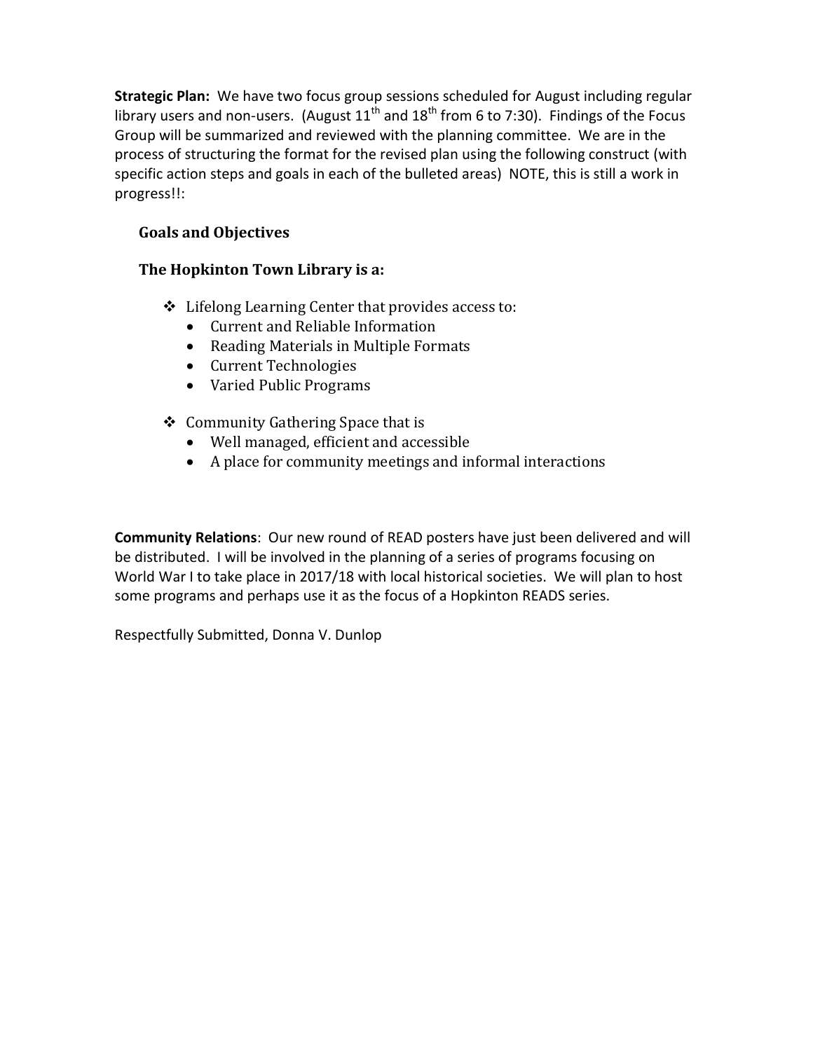**Strategic Plan:** We have two focus group sessions scheduled for August including regular library users and non-users. (August 11th and 18th from 6 to 7:30). Findings of the Focus Group will be summarized and reviewed with the planning committee. We are in the process of structuring the format for the revised plan using the following construct (with specific action steps and goals in each of the bulleted areas) NOTE, this is still a work in progress!!:

**Goals and Objectives**

**The Hopkinton Town Library is a:**

- Lifelong Learning Center that provides access to:
  - Current and Reliable Information
  - Reading Materials in Multiple Formats
  - Current Technologies
  - Varied Public Programs
- Community Gathering Space that is
  - Well managed, efficient and accessible
  - A place for community meetings and informal interactions

**Community Relations**: Our new round of READ posters have just been delivered and will be distributed. I will be involved in the planning of a series of programs focusing on World War I to take place in 2017/18 with local historical societies. We will plan to host some programs and perhaps use it as the focus of a Hopkinton READS series.

Respectfully Submitted, Donna V. Dunlop